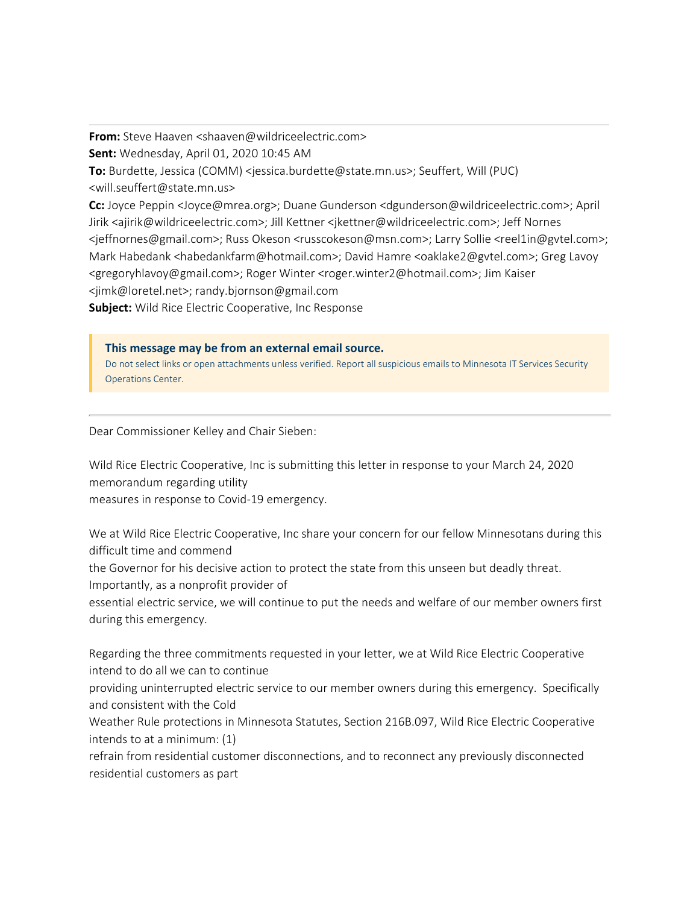**From:** Steve Haaven <shaaven@wildriceelectric.com>
**Sent:** Wednesday, April 01, 2020 10:45 AM
**To:** Burdette, Jessica (COMM) <jessica.burdette@state.mn.us>; Seuffert, Will (PUC) <will.seuffert@state.mn.us>
**Cc:** Joyce Peppin <Joyce@mrea.org>; Duane Gunderson <dgunderson@wildriceelectric.com>; April Jirik <ajirik@wildriceelectric.com>; Jill Kettner <jkettner@wildriceelectric.com>; Jeff Nornes <jeffnornes@gmail.com>; Russ Okeson <russcokeson@msn.com>; Larry Sollie <reel1in@gvtel.com>; Mark Habedank <habedankfarm@hotmail.com>; David Hamre <oaklake2@gvtel.com>; Greg Lavoy <gregoryhlavoy@gmail.com>; Roger Winter <roger.winter2@hotmail.com>; Jim Kaiser <jimk@loretel.net>; randy.bjornson@gmail.com
**Subject:** Wild Rice Electric Cooperative, Inc Response

**This message may be from an external email source.**
Do not select links or open attachments unless verified. Report all suspicious emails to Minnesota IT Services Security Operations Center.

---

Dear Commissioner Kelley and Chair Sieben:

Wild Rice Electric Cooperative, Inc is submitting this letter in response to your March 24, 2020 memorandum regarding utility measures in response to Covid-19 emergency.

We at Wild Rice Electric Cooperative, Inc share your concern for our fellow Minnesotans during this difficult time and commend the Governor for his decisive action to protect the state from this unseen but deadly threat. Importantly, as a nonprofit provider of essential electric service, we will continue to put the needs and welfare of our member owners first during this emergency.

Regarding the three commitments requested in your letter, we at Wild Rice Electric Cooperative intend to do all we can to continue providing uninterrupted electric service to our member owners during this emergency. Specifically and consistent with the Cold Weather Rule protections in Minnesota Statutes, Section 216B.097, Wild Rice Electric Cooperative intends to at a minimum: (1) refrain from residential customer disconnections, and to reconnect any previously disconnected residential customers as part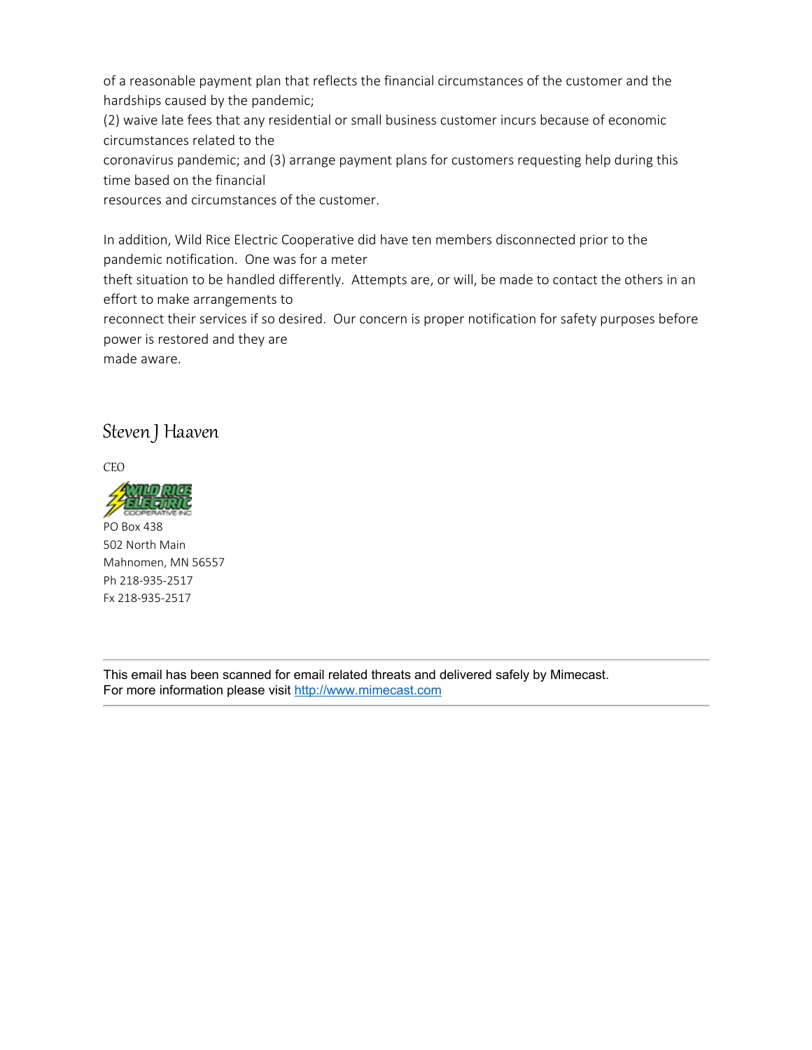of a reasonable payment plan that reflects the financial circumstances of the customer and the hardships caused by the pandemic;
(2) waive late fees that any residential or small business customer incurs because of economic circumstances related to the coronavirus pandemic; and (3) arrange payment plans for customers requesting help during this time based on the financial resources and circumstances of the customer.

In addition, Wild Rice Electric Cooperative did have ten members disconnected prior to the pandemic notification. One was for a meter theft situation to be handled differently. Attempts are, or will, be made to contact the others in an effort to make arrangements to reconnect their services if so desired. Our concern is proper notification for safety purposes before power is restored and they are made aware.

Steven J Haaven

CEO

WILD RICE ELECTRIC COOPERATIVE INC

PO Box 438
502 North Main
Mahnomen, MN 56557
Ph 218-935-2517
Fx 218-935-2517

---

This email has been scanned for email related threats and delivered safely by Mimecast.
For more information please visit http://www.mimecast.com

---